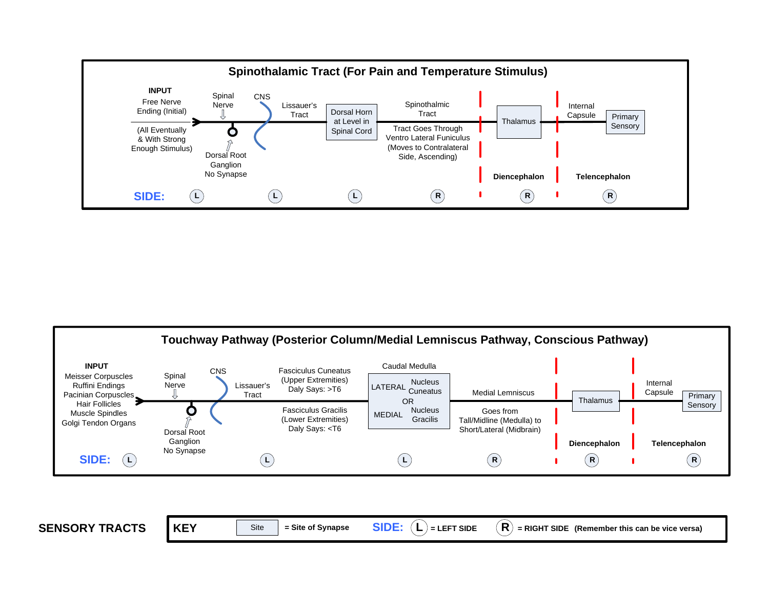## Spinothalamic Tract (For Pain and Temperature Stimulus)

**INPUT**
Free Nerve Ending (Initial)
(All Eventually & With Strong Enough Stimulus)

Spinal Nerve ⇩

Dorsal Root Ganglion
No Synapse

CNS

Lissauer's Tract

Dorsal Horn at Level in Spinal Cord

Spinothalmic Tract

Tract Goes Through Ventro Lateral Funiculus (Moves to Contralateral Side, Ascending)

Thalamus

**Diencephalon**

Internal Capsule

Primary Sensory

**Telencephalon**

**SIDE:** L, L, L, R, R, R

## Touchway Pathway (Posterior Column/Medial Lemniscus Pathway, Conscious Pathway)

**INPUT**
Meisser Corpuscles
Ruffini Endings
Pacinian Corpuscles
Hair Follicles
Muscle Spindles
Golgi Tendon Organs

Spinal Nerve ⇩

Dorsal Root Ganglion
No Synapse

CNS

Lissauer's Tract

Fasciculus Cuneatus (Upper Extremities) Daly Says: >T6

Fasciculus Gracilis (Lower Extremities) Daly Says: <T6

Caudal Medulla
LATERAL Nucleus Cuneatus
OR
MEDIAL Nucleus Gracilis

Medial Lemniscus

Goes from Tall/Midline (Medulla) to Short/Lateral (Midbrain)

Thalamus

**Diencephalon**

Internal Capsule

Primary Sensory

**Telencephalon**

**SIDE:** L, L, L, R, R, R

**SENSORY TRACTS**

**KEY** Site = **Site of Synapse** **SIDE:** L = **LEFT SIDE** R = **RIGHT SIDE (Remember this can be vice versa)**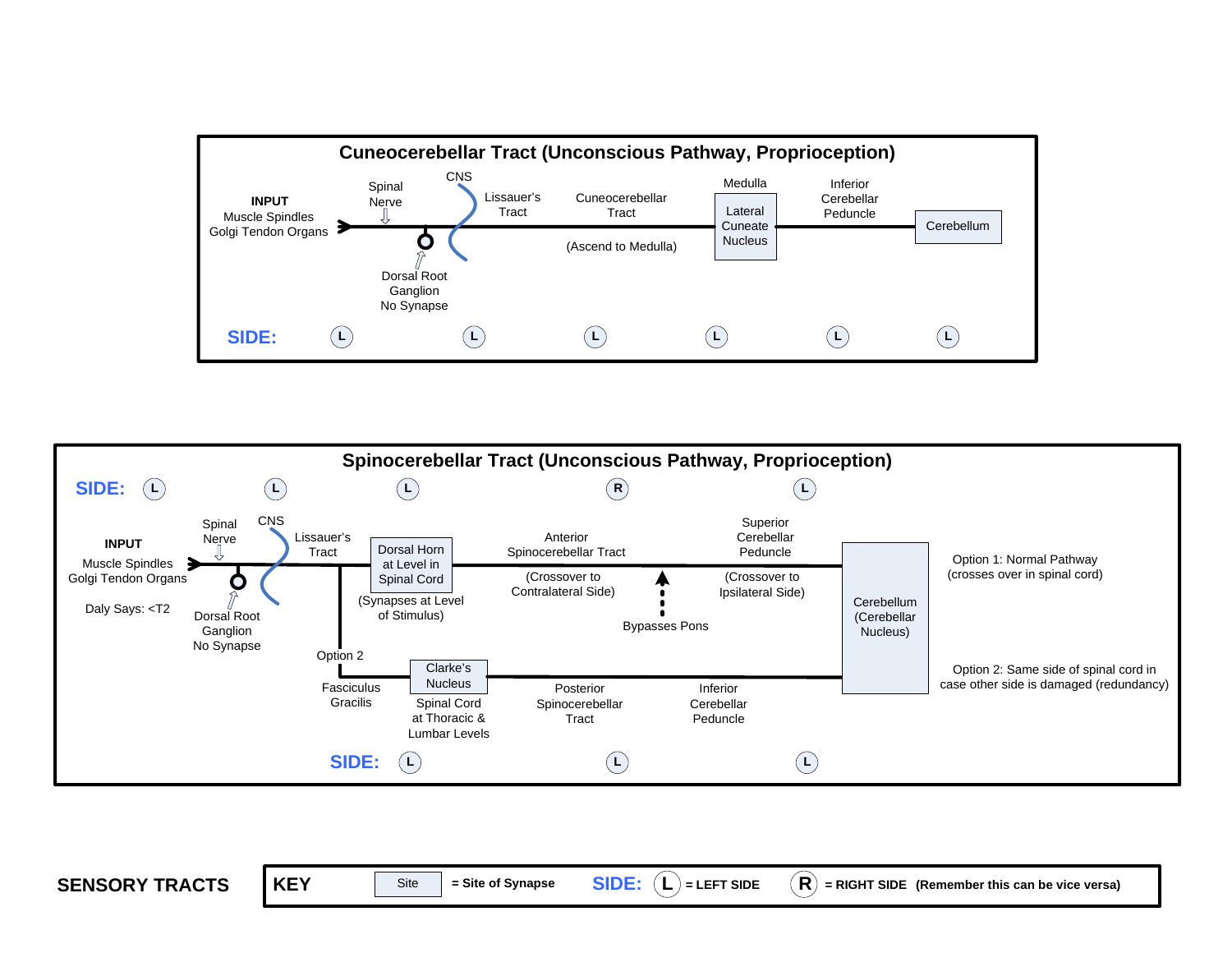## Cuneocerebellar Tract (Unconscious Pathway, Proprioception)

**INPUT**
Muscle Spindles
Golgi Tendon Organs

Spinal Nerve

CNS

Dorsal Root Ganglion
No Synapse

Lissauer's Tract

Cuneocerebellar Tract

(Ascend to Medulla)

Medulla

Lateral Cuneate Nucleus

Inferior Cerebellar Peduncle

Cerebellum

**SIDE:** L L L L L L

## Spinocerebellar Tract (Unconscious Pathway, Proprioception)

**SIDE:** L L L R L

**INPUT**
Muscle Spindles
Golgi Tendon Organs

Daly Says: <T2

Spinal Nerve

CNS

Dorsal Root Ganglion
No Synapse

Lissauer's Tract

Dorsal Horn at Level in Spinal Cord

(Synapses at Level of Stimulus)

Anterior Spinocerebellar Tract

(Crossover to Contralateral Side)

Bypasses Pons

Superior Cerebellar Peduncle

(Crossover to Ipsilateral Side)

Cerebellum (Cerebellar Nucleus)

Option 1: Normal Pathway (crosses over in spinal cord)

Option 2

Fasciculus Gracilis

Clarke's Nucleus

Spinal Cord at Thoracic & Lumbar Levels

Posterior Spinocerebellar Tract

Inferior Cerebellar Peduncle

Option 2: Same side of spinal cord in case other side is damaged (redundancy)

**SIDE:** L L L

**SENSORY TRACTS**

**KEY** Site = Site of Synapse **SIDE:** L = LEFT SIDE R = RIGHT SIDE (Remember this can be vice versa)